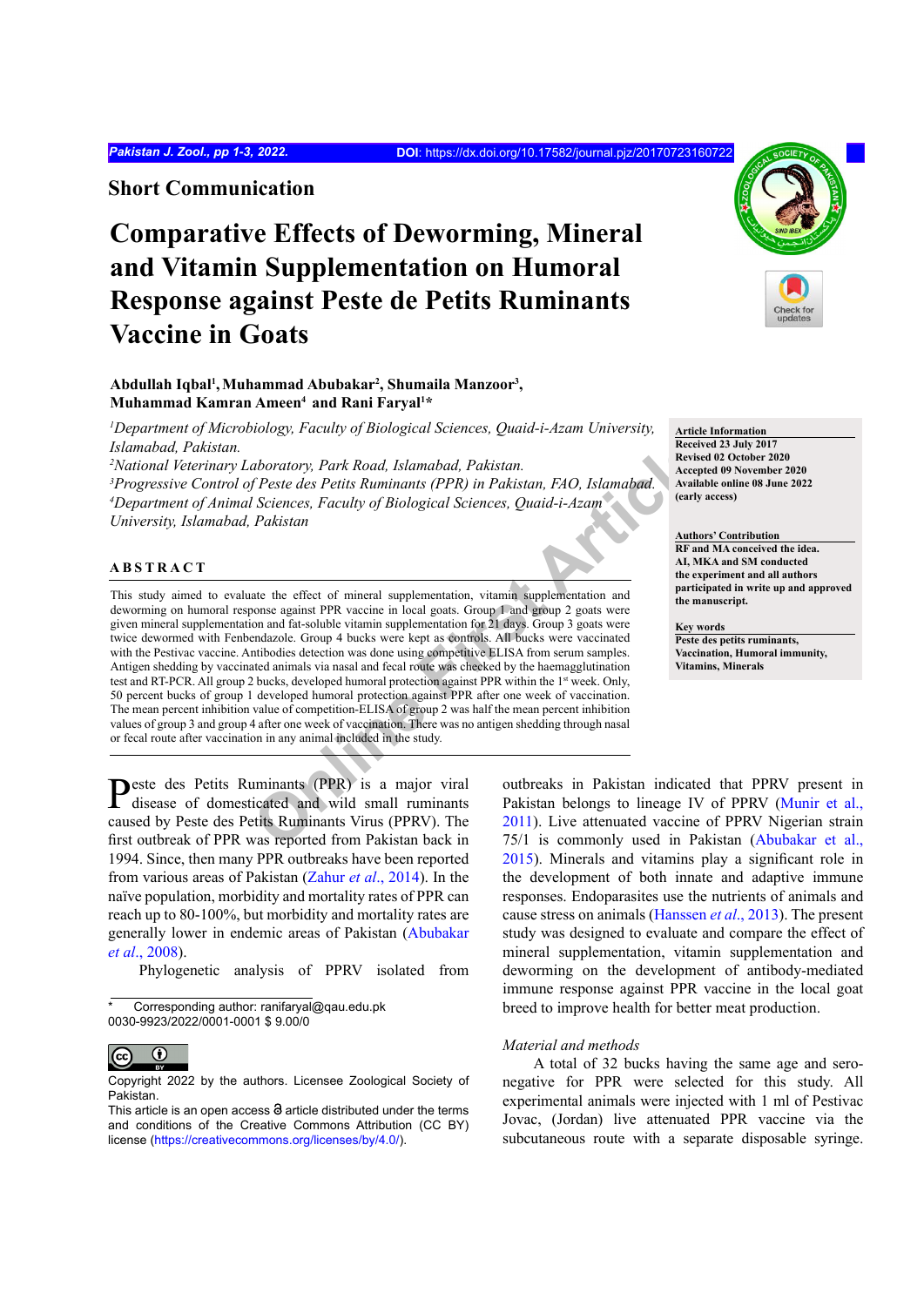## Short Communication

# Comparative Effects of Deworming, Mineral and Vitamin Supplementation on Humoral Response against Peste de Petits Ruminants Vaccine in Goats

**Abdullah Iqbal[1], Muhammad Abubakar[2], Shumaila Manzoor[3], Muhammad Kamran Ameen[4] and Rani Faryal[1]***

*[1]Department of Microbiology, Faculty of Biological Sciences, Quaid-i-Azam University, Islamabad, Pakistan.*
*[2]National Veterinary Laboratory, Park Road, Islamabad, Pakistan.*
*[3]Progressive Control of Peste des Petits Ruminants (PPR) in Pakistan, FAO, Islamabad.*
*[4]Department of Animal Sciences, Faculty of Biological Sciences, Quaid-i-Azam University, Islamabad, Pakistan*

**Article Information**
Received 23 July 2017
Revised 02 October 2020
Accepted 09 November 2020
Available online 08 June 2022 (early access)

**Authors' Contribution**
RF and MA conceived the idea. AI, MKA and SM conducted the experiment and all authors participated in write up and approved the manuscript.

**Key words**
Peste des petits ruminants, Vaccination, Humoral immunity, Vitamins, Minerals

## ABSTRACT

This study aimed to evaluate the effect of mineral supplementation, vitamin supplementation and deworming on humoral response against PPR vaccine in local goats. Group 1 and group 2 goats were given mineral supplementation and fat-soluble vitamin supplementation for 21 days. Group 3 goats were twice dewormed with Fenbendazole. Group 4 bucks were kept as controls. All bucks were vaccinated with the Pestivac vaccine. Antibodies detection was done using competitive ELISA from serum samples. Antigen shedding by vaccinated animals via nasal and fecal route was checked by the haemagglutination test and RT-PCR. All group 2 bucks, developed humoral protection against PPR within the 1st week. Only, 50 percent bucks of group 1 developed humoral protection against PPR after one week of vaccination. The mean percent inhibition value of competition-ELISA of group 2 was half the mean percent inhibition values of group 3 and group 4 after one week of vaccination. There was no antigen shedding through nasal or fecal route after vaccination in any animal included in the study.

Peste des Petits Ruminants (PPR) is a major viral disease of domesticated and wild small ruminants caused by Peste des Petits Ruminants Virus (PPRV). The first outbreak of PPR was reported from Pakistan back in 1994. Since, then many PPR outbreaks have been reported from various areas of Pakistan (Zahur *et al*., 2014). In the naïve population, morbidity and mortality rates of PPR can reach up to 80-100%, but morbidity and mortality rates are generally lower in endemic areas of Pakistan (Abubakar *et al*., 2008).

Phylogenetic analysis of PPRV isolated from outbreaks in Pakistan indicated that PPRV present in Pakistan belongs to lineage IV of PPRV (Munir et al., 2011). Live attenuated vaccine of PPRV Nigerian strain 75/1 is commonly used in Pakistan (Abubakar et al., 2015). Minerals and vitamins play a significant role in the development of both innate and adaptive immune responses. Endoparasites use the nutrients of animals and cause stress on animals (Hanssen *et al*., 2013). The present study was designed to evaluate and compare the effect of mineral supplementation, vitamin supplementation and deworming on the development of antibody-mediated immune response against PPR vaccine in the local goat breed to improve health for better meat production.

*Material and methods*

A total of 32 bucks having the same age and sero-negative for PPR were selected for this study. All experimental animals were injected with 1 ml of Pestivac Jovac, (Jordan) live attenuated PPR vaccine via the subcutaneous route with a separate disposable syringe.

\* Corresponding author: ranifaryal@qau.edu.pk
0030-9923/2022/0001-0001 $ 9.00/0

Copyright 2022 by the authors. Licensee Zoological Society of Pakistan.
This article is an open access article distributed under the terms and conditions of the Creative Commons Attribution (CC BY) license (https://creativecommons.org/licenses/by/4.0/).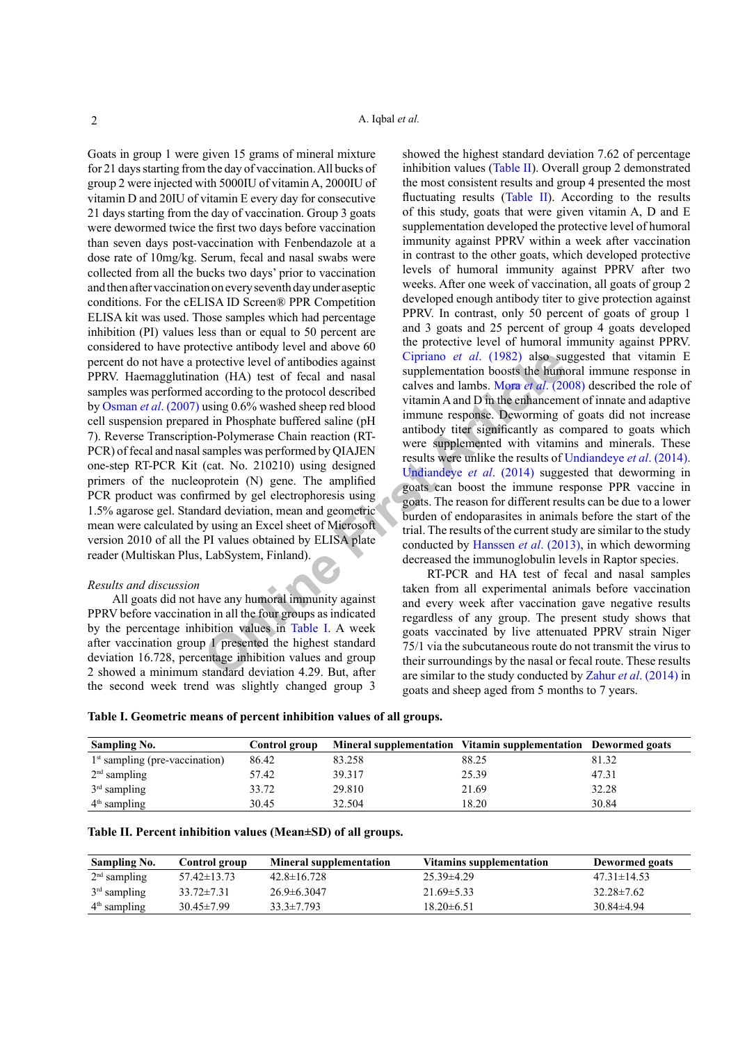Goats in group 1 were given 15 grams of mineral mixture for 21 days starting from the day of vaccination. All bucks of group 2 were injected with 5000IU of vitamin A, 2000IU of vitamin D and 20IU of vitamin E every day for consecutive 21 days starting from the day of vaccination. Group 3 goats were dewormed twice the first two days before vaccination than seven days post-vaccination with Fenbendazole at a dose rate of 10mg/kg. Serum, fecal and nasal swabs were collected from all the bucks two days' prior to vaccination and then after vaccination on every seventh day under aseptic conditions. For the cELISA ID Screen® PPR Competition ELISA kit was used. Those samples which had percentage inhibition (PI) values less than or equal to 50 percent are considered to have protective antibody level and above 60 percent do not have a protective level of antibodies against PPRV. Haemagglutination (HA) test of fecal and nasal samples was performed according to the protocol described by Osman *et al*. (2007) using 0.6% washed sheep red blood cell suspension prepared in Phosphate buffered saline (pH 7). Reverse Transcription-Polymerase Chain reaction (RT-PCR) of fecal and nasal samples was performed by QIAJEN one-step RT-PCR Kit (cat. No. 210210) using designed primers of the nucleoprotein (N) gene. The amplified PCR product was confirmed by gel electrophoresis using 1.5% agarose gel. Standard deviation, mean and geometric mean were calculated by using an Excel sheet of Microsoft version 2010 of all the PI values obtained by ELISA plate reader (Multiskan Plus, LabSystem, Finland).

*Results and discussion*

All goats did not have any humoral immunity against PPRV before vaccination in all the four groups as indicated by the percentage inhibition values in Table I. A week after vaccination group 1 presented the highest standard deviation 16.728, percentage inhibition values and group 2 showed a minimum standard deviation 4.29. But, after the second week trend was slightly changed group 3 showed the highest standard deviation 7.62 of percentage inhibition values (Table II). Overall group 2 demonstrated the most consistent results and group 4 presented the most fluctuating results (Table II). According to the results of this study, goats that were given vitamin A, D and E supplementation developed the protective level of humoral immunity against PPRV within a week after vaccination in contrast to the other goats, which developed protective levels of humoral immunity against PPRV after two weeks. After one week of vaccination, all goats of group 2 developed enough antibody titer to give protection against PPRV. In contrast, only 50 percent of goats of group 1 and 3 goats and 25 percent of group 4 goats developed the protective level of humoral immunity against PPRV. Cipriano *et al*. (1982) also suggested that vitamin E supplementation boosts the humoral immune response in calves and lambs. Mora *et al*. (2008) described the role of vitamin A and D in the enhancement of innate and adaptive immune response. Deworming of goats did not increase antibody titer significantly as compared to goats which were supplemented with vitamins and minerals. These results were unlike the results of Undiandeye *et al*. (2014). Undiandeye *et al*. (2014) suggested that deworming in goats can boost the immune response PPR vaccine in goats. The reason for different results can be due to a lower burden of endoparasites in animals before the start of the trial. The results of the current study are similar to the study conducted by Hanssen *et al*. (2013), in which deworming decreased the immunoglobulin levels in Raptor species.

RT-PCR and HA test of fecal and nasal samples taken from all experimental animals before vaccination and every week after vaccination gave negative results regardless of any group. The present study shows that goats vaccinated by live attenuated PPRV strain Niger 75/1 via the subcutaneous route do not transmit the virus to their surroundings by the nasal or fecal route. These results are similar to the study conducted by Zahur *et al*. (2014) in goats and sheep aged from 5 months to 7 years.

**Table I. Geometric means of percent inhibition values of all groups.**

| Sampling No. | Control group | Mineral supplementation | Vitamin supplementation | Dewormed goats |
|---|---|---|---|---|
| 1st sampling (pre-vaccination) | 86.42 | 83.258 | 88.25 | 81.32 |
| 2nd sampling | 57.42 | 39.317 | 25.39 | 47.31 |
| 3rd sampling | 33.72 | 29.810 | 21.69 | 32.28 |
| 4th sampling | 30.45 | 32.504 | 18.20 | 30.84 |

**Table II. Percent inhibition values (Mean±SD) of all groups.**

| Sampling No. | Control group | Mineral supplementation | Vitamins supplementation | Dewormed goats |
|---|---|---|---|---|
| 2nd sampling | 57.42±13.73 | 42.8±16.728 | 25.39±4.29 | 47.31±14.53 |
| 3rd sampling | 33.72±7.31 | 26.9±6.3047 | 21.69±5.33 | 32.28±7.62 |
| 4th sampling | 30.45±7.99 | 33.3±7.793 | 18.20±6.51 | 30.84±4.94 |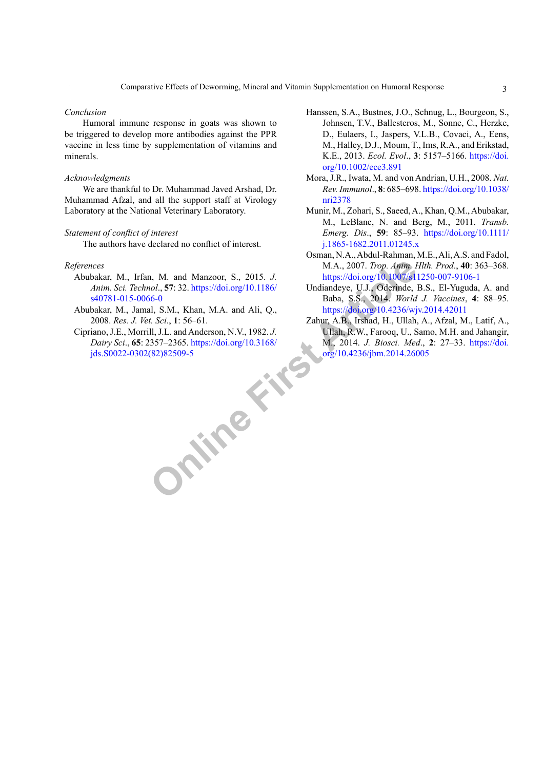### *Conclusion*

Humoral immune response in goats was shown to be triggered to develop more antibodies against the PPR vaccine in less time by supplementation of vitamins and minerals.

### *Acknowledgments*

We are thankful to Dr. Muhammad Javed Arshad, Dr. Muhammad Afzal, and all the support staff at Virology Laboratory at the National Veterinary Laboratory.

### *Statement of conflict of interest*

The authors have declared no conflict of interest.

### *References*

Abubakar, M., Irfan, M. and Manzoor, S., 2015. *J. Anim. Sci. Technol*., **57**: 32. https://doi.org/10.1186/s40781-015-0066-0

Abubakar, M., Jamal, S.M., Khan, M.A. and Ali, Q., 2008. *Res. J. Vet. Sci*., **1**: 56–61.

Cipriano, J.E., Morrill, J.L. and Anderson, N.V., 1982. *J. Dairy Sci*., **65**: 2357–2365. https://doi.org/10.3168/jds.S0022-0302(82)82509-5

Hanssen, S.A., Bustnes, J.O., Schnug, L., Bourgeon, S., Johnsen, T.V., Ballesteros, M., Sonne, C., Herzke, D., Eulaers, I., Jaspers, V.L.B., Covaci, A., Eens, M., Halley, D.J., Moum, T., Ims, R.A., and Erikstad, K.E., 2013. *Ecol. Evol*., **3**: 5157–5166. https://doi.org/10.1002/ece3.891

Mora, J.R., Iwata, M. and von Andrian, U.H., 2008. *Nat. Rev. Immunol*., **8**: 685–698. https://doi.org/10.1038/nri2378

Munir, M., Zohari, S., Saeed, A., Khan, Q.M., Abubakar, M., LeBlanc, N. and Berg, M., 2011. *Transb. Emerg. Dis*., **59**: 85–93. https://doi.org/10.1111/j.1865-1682.2011.01245.x

Osman, N.A., Abdul-Rahman, M.E., Ali, A.S. and Fadol, M.A., 2007. *Trop. Anim. Hlth. Prod*., **40**: 363–368. https://doi.org/10.1007/s11250-007-9106-1

Undiandeye, U.J., Oderinde, B.S., El-Yuguda, A. and Baba, S.S., 2014. *World J. Vaccines*, **4**: 88–95. https://doi.org/10.4236/wjv.2014.42011

Zahur, A.B., Irshad, H., Ullah, A., Afzal, M., Latif, A., Ullah, R.W., Farooq, U., Samo, M.H. and Jahangir, M., 2014. *J. Biosci. Med*., **2**: 27–33. https://doi.org/10.4236/jbm.2014.26005